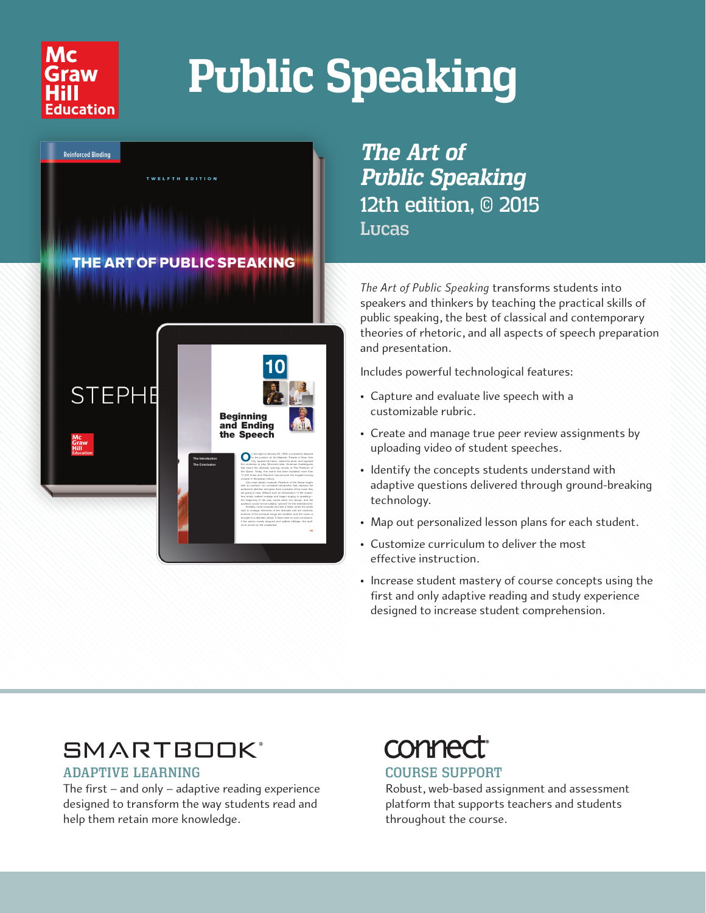# Public Speaking

## *The Art of Public Speaking*

12th edition, © 2015

Lucas

*The Art of Public Speaking* transforms students into speakers and thinkers by teaching the practical skills of public speaking, the best of classical and contemporary theories of rhetoric, and all aspects of speech preparation and presentation.

Includes powerful technological features:

- Capture and evaluate live speech with a customizable rubric.
- Create and manage true peer review assignments by uploading video of student speeches.
- Identify the concepts students understand with adaptive questions delivered through ground-breaking technology.
- Map out personalized lesson plans for each student.
- Customize curriculum to deliver the most effective instruction.
- Increase student mastery of course concepts using the first and only adaptive reading and study experience designed to increase student comprehension.

## SMARTBOOK®

### ADAPTIVE LEARNING

The first – and only – adaptive reading experience designed to transform the way students read and help them retain more knowledge.

## connect®

### COURSE SUPPORT

Robust, web-based assignment and assessment platform that supports teachers and students throughout the course.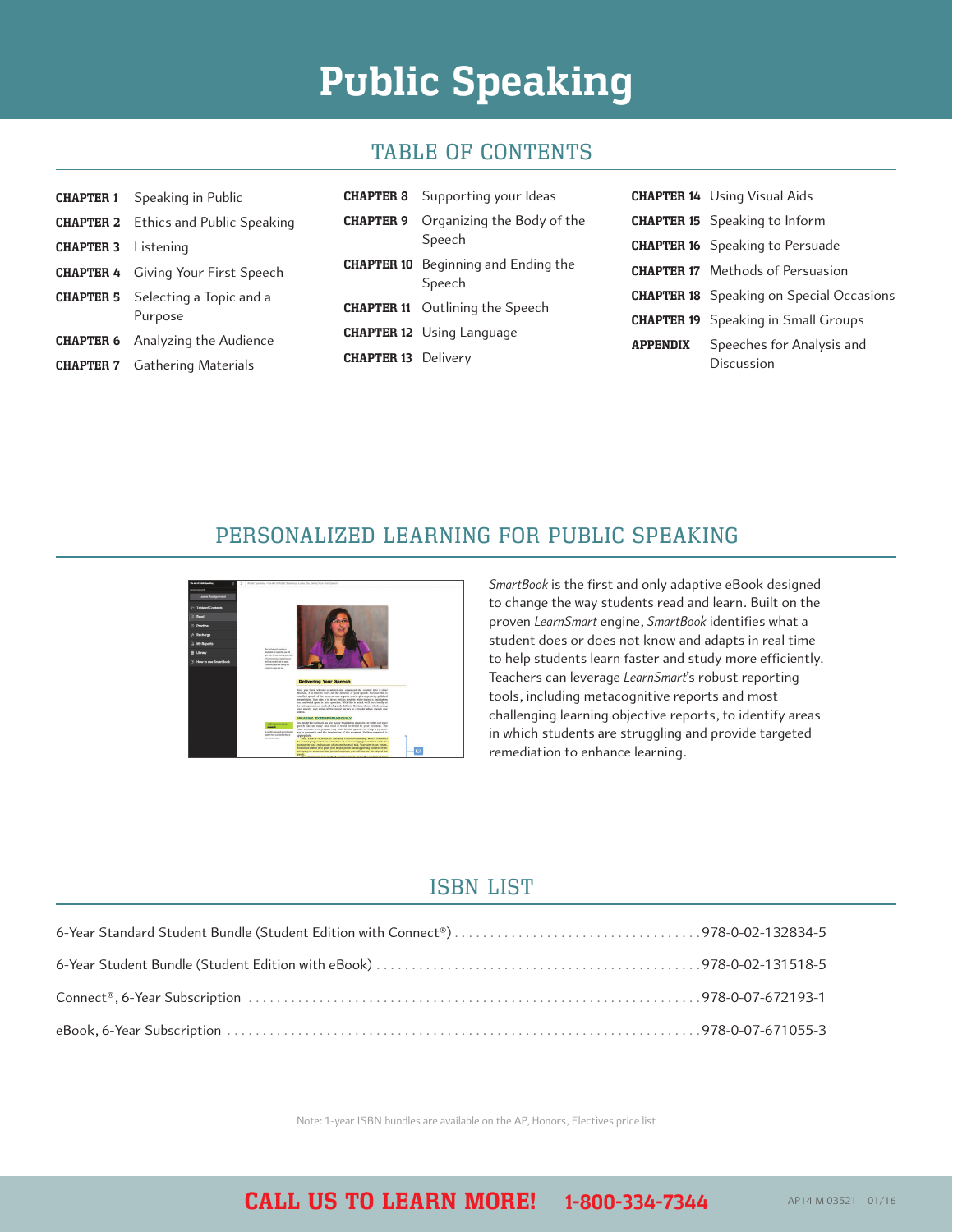# Public Speaking

## TABLE OF CONTENTS

**CHAPTER 1** Speaking in Public
**CHAPTER 2** Ethics and Public Speaking
**CHAPTER 3** Listening
**CHAPTER 4** Giving Your First Speech
**CHAPTER 5** Selecting a Topic and a Purpose
**CHAPTER 6** Analyzing the Audience
**CHAPTER 7** Gathering Materials
**CHAPTER 8** Supporting your Ideas
**CHAPTER 9** Organizing the Body of the Speech
**CHAPTER 10** Beginning and Ending the Speech
**CHAPTER 11** Outlining the Speech
**CHAPTER 12** Using Language
**CHAPTER 13** Delivery
**CHAPTER 14** Using Visual Aids
**CHAPTER 15** Speaking to Inform
**CHAPTER 16** Speaking to Persuade
**CHAPTER 17** Methods of Persuasion
**CHAPTER 18** Speaking on Special Occasions
**CHAPTER 19** Speaking in Small Groups
**APPENDIX** Speeches for Analysis and Discussion

## PERSONALIZED LEARNING FOR PUBLIC SPEAKING

*SmartBook* is the first and only adaptive eBook designed to change the way students read and learn. Built on the proven *LearnSmart* engine, *SmartBook* identifies what a student does or does not know and adapts in real time to help students learn faster and study more efficiently. Teachers can leverage *LearnSmart*'s robust reporting tools, including metacognitive reports and most challenging learning objective reports, to identify areas in which students are struggling and provide targeted remediation to enhance learning.

## ISBN LIST

6-Year Standard Student Bundle (Student Edition with Connect®) .......... 978-0-02-132834-5

6-Year Student Bundle (Student Edition with eBook) .......... 978-0-02-131518-5

Connect®, 6-Year Subscription .......... 978-0-07-672193-1

eBook, 6-Year Subscription .......... 978-0-07-671055-3

Note: 1-year ISBN bundles are available on the AP, Honors, Electives price list

**CALL US TO LEARN MORE! 1-800-334-7344**

AP14 M 03521 01/16